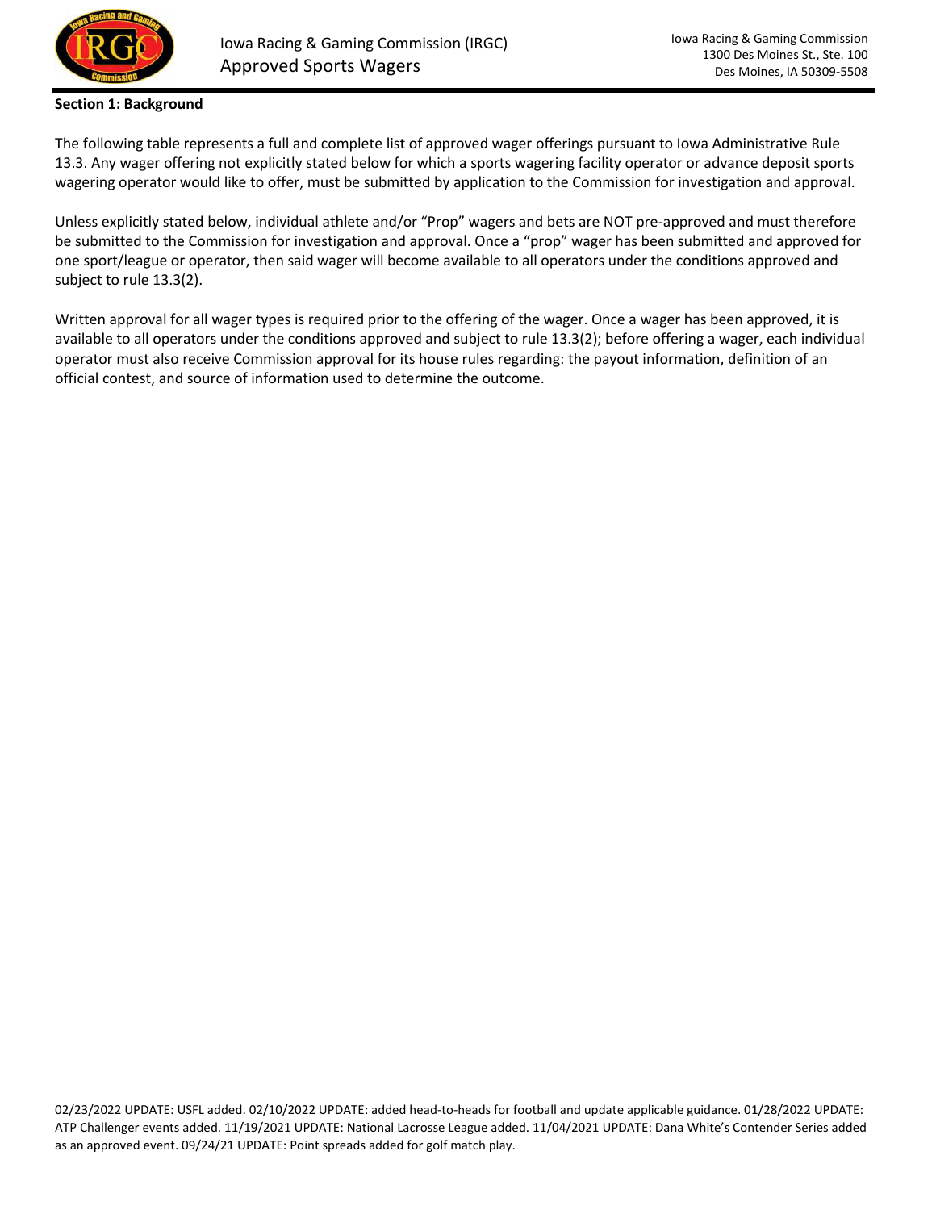# Iowa Racing & Gaming Commission (IRGC) Approved Sports Wagers

Iowa Racing & Gaming Commission
1300 Des Moines St., Ste. 100
Des Moines, IA 50309-5508

**Section 1: Background**

The following table represents a full and complete list of approved wager offerings pursuant to Iowa Administrative Rule 13.3. Any wager offering not explicitly stated below for which a sports wagering facility operator or advance deposit sports wagering operator would like to offer, must be submitted by application to the Commission for investigation and approval.

Unless explicitly stated below, individual athlete and/or "Prop" wagers and bets are NOT pre-approved and must therefore be submitted to the Commission for investigation and approval. Once a "prop" wager has been submitted and approved for one sport/league or operator, then said wager will become available to all operators under the conditions approved and subject to rule 13.3(2).

Written approval for all wager types is required prior to the offering of the wager. Once a wager has been approved, it is available to all operators under the conditions approved and subject to rule 13.3(2); before offering a wager, each individual operator must also receive Commission approval for its house rules regarding: the payout information, definition of an official contest, and source of information used to determine the outcome.

02/23/2022 UPDATE: USFL added. 02/10/2022 UPDATE: added head-to-heads for football and update applicable guidance. 01/28/2022 UPDATE: ATP Challenger events added. 11/19/2021 UPDATE: National Lacrosse League added. 11/04/2021 UPDATE: Dana White's Contender Series added as an approved event. 09/24/21 UPDATE: Point spreads added for golf match play.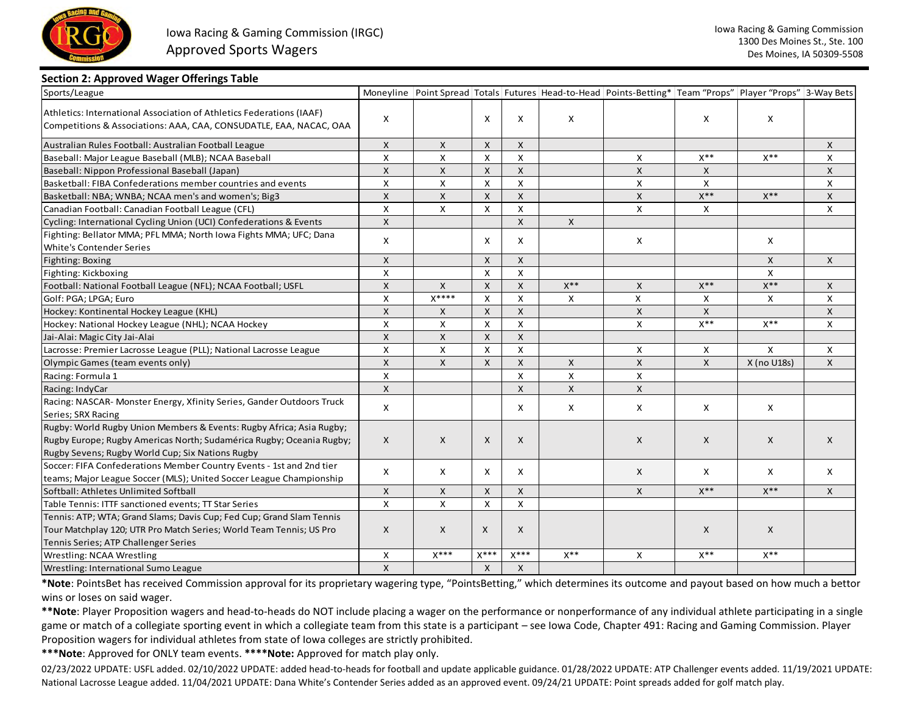Iowa Racing & Gaming Commission (IRGC)
Approved Sports Wagers

Iowa Racing & Gaming Commission
1300 Des Moines St., Ste. 100
Des Moines, IA 50309-5508

**Section 2: Approved Wager Offerings Table**

| Sports/League | Moneyline | Point Spread | Totals | Futures | Head-to-Head | Points-Betting* | Team "Props" | Player "Props" | 3-Way Bets |
|---|---|---|---|---|---|---|---|---|---|
| Athletics: International Association of Athletics Federations (IAAF) Competitions & Associations: AAA, CAA, CONSUDATLE, EAA, NACAC, OAA | X | | X | X | X | | X | X | |
| Australian Rules Football: Australian Football League | X | X | X | X | | | | | X |
| Baseball: Major League Baseball (MLB); NCAA Baseball | X | X | X | X | | X | X** | X** | X |
| Baseball: Nippon Professional Baseball (Japan) | X | X | X | X | | X | X | | X |
| Basketball: FIBA Confederations member countries and events | X | X | X | X | | X | X | | X |
| Basketball: NBA; WNBA; NCAA men's and women's; Big3 | X | X | X | X | | X | X** | X** | X |
| Canadian Football: Canadian Football League (CFL) | X | X | X | X | | X | X | | X |
| Cycling: International Cycling Union (UCI) Confederations & Events | X | | | X | X | | | | |
| Fighting: Bellator MMA; PFL MMA; North Iowa Fights MMA; UFC; Dana White's Contender Series | X | | X | X | | X | | X | |
| Fighting: Boxing | X | | X | X | | | | X | X |
| Fighting: Kickboxing | X | | X | X | | | | X | |
| Football: National Football League (NFL); NCAA Football; USFL | X | X | X | X | X** | X | X** | X** | X |
| Golf: PGA; LPGA; Euro | X | X**** | X | X | X | X | X | X | X |
| Hockey: Kontinental Hockey League (KHL) | X | X | X | X | | X | X | | X |
| Hockey: National Hockey League (NHL); NCAA Hockey | X | X | X | X | | X | X** | X** | X |
| Jai-Alai: Magic City Jai-Alai | X | X | X | X | | | | | |
| Lacrosse: Premier Lacrosse League (PLL); National Lacrosse League | X | X | X | X | | X | X | X | X |
| Olympic Games (team events only) | X | X | X | X | X | X | X | X (no U18s) | X |
| Racing: Formula 1 | X | | | X | X | X | | | |
| Racing: IndyCar | X | | | X | X | X | | | |
| Racing: NASCAR- Monster Energy, Xfinity Series, Gander Outdoors Truck Series; SRX Racing | X | | | X | X | X | X | X | |
| Rugby: World Rugby Union Members & Events: Rugby Africa; Asia Rugby; Rugby Europe; Rugby Americas North; Sudamérica Rugby; Oceania Rugby; Rugby Sevens; Rugby World Cup; Six Nations Rugby | X | X | X | X | | X | X | X | X |
| Soccer: FIFA Confederations Member Country Events - 1st and 2nd tier teams; Major League Soccer (MLS); United Soccer League Championship | X | X | X | X | | X | X | X | X |
| Softball: Athletes Unlimited Softball | X | X | X | X | | X | X** | X** | X |
| Table Tennis: ITTF sanctioned events; TT Star Series | X | X | X | X | | | | | |
| Tennis: ATP; WTA; Grand Slams; Davis Cup; Fed Cup; Grand Slam Tennis Tour Matchplay 120; UTR Pro Match Series; World Team Tennis; US Pro Tennis Series; ATP Challenger Series | X | X | X | X | | | X | X | |
| Wrestling: NCAA Wrestling | X | X*** | X*** | X*** | X** | X | X** | X** | |
| Wrestling: International Sumo League | X | | X | X | | | | | |

***Note**: PointsBet has received Commission approval for its proprietary wagering type, "PointsBetting," which determines its outcome and payout based on how much a bettor wins or loses on said wager.

****Note**: Player Proposition wagers and head-to-heads do NOT include placing a wager on the performance or nonperformance of any individual athlete participating in a single game or match of a collegiate sporting event in which a collegiate team from this state is a participant – see Iowa Code, Chapter 491: Racing and Gaming Commission. Player Proposition wagers for individual athletes from state of Iowa colleges are strictly prohibited.

*****Note**: Approved for ONLY team events. ******Note:** Approved for match play only.

02/23/2022 UPDATE: USFL added. 02/10/2022 UPDATE: added head-to-heads for football and update applicable guidance. 01/28/2022 UPDATE: ATP Challenger events added. 11/19/2021 UPDATE: National Lacrosse League added. 11/04/2021 UPDATE: Dana White's Contender Series added as an approved event. 09/24/21 UPDATE: Point spreads added for golf match play.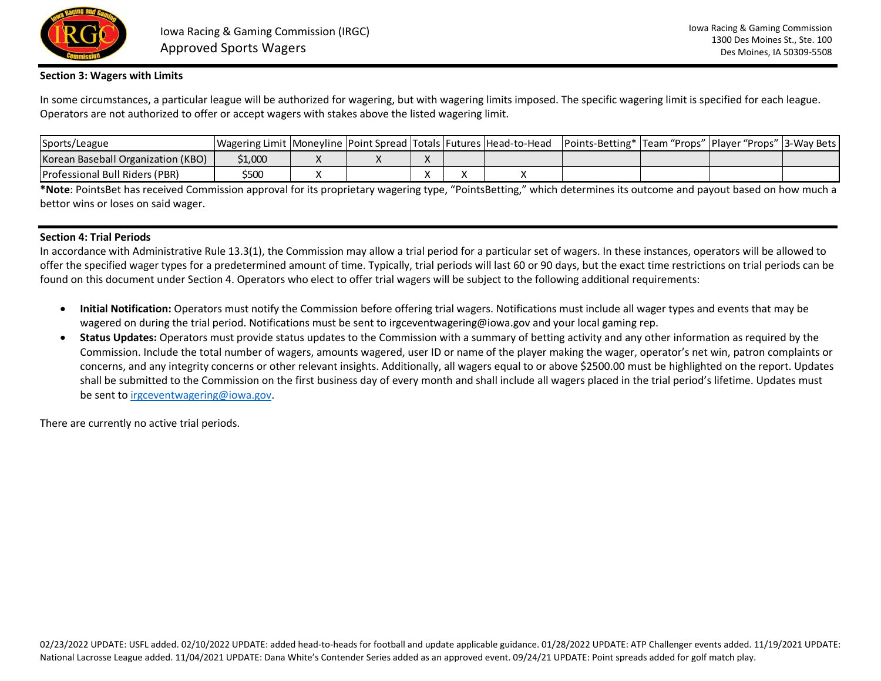**Section 3: Wagers with Limits**

In some circumstances, a particular league will be authorized for wagering, but with wagering limits imposed. The specific wagering limit is specified for each league. Operators are not authorized to offer or accept wagers with stakes above the listed wagering limit.

| Sports/League | Wagering Limit | Moneyline | Point Spread | Totals | Futures | Head-to-Head | Points-Betting* | Team "Props" | Player "Props" | 3-Way Bets |
|---|---|---|---|---|---|---|---|---|---|---|
| Korean Baseball Organization (KBO) | $1,000 | X | X | X | | | | | | |
| Professional Bull Riders (PBR) | $500 | X | | X | X | X | | | | |

***Note**: PointsBet has received Commission approval for its proprietary wagering type, "PointsBetting," which determines its outcome and payout based on how much a bettor wins or loses on said wager.

**Section 4: Trial Periods**

In accordance with Administrative Rule 13.3(1), the Commission may allow a trial period for a particular set of wagers. In these instances, operators will be allowed to offer the specified wager types for a predetermined amount of time. Typically, trial periods will last 60 or 90 days, but the exact time restrictions on trial periods can be found on this document under Section 4. Operators who elect to offer trial wagers will be subject to the following additional requirements:

- **Initial Notification:** Operators must notify the Commission before offering trial wagers. Notifications must include all wager types and events that may be wagered on during the trial period. Notifications must be sent to irgceventwagering@iowa.gov and your local gaming rep.
- **Status Updates:** Operators must provide status updates to the Commission with a summary of betting activity and any other information as required by the Commission. Include the total number of wagers, amounts wagered, user ID or name of the player making the wager, operator's net win, patron complaints or concerns, and any integrity concerns or other relevant insights. Additionally, all wagers equal to or above $2500.00 must be highlighted on the report. Updates shall be submitted to the Commission on the first business day of every month and shall include all wagers placed in the trial period's lifetime. Updates must be sent to irgceventwagering@iowa.gov.

There are currently no active trial periods.

02/23/2022 UPDATE: USFL added. 02/10/2022 UPDATE: added head-to-heads for football and update applicable guidance. 01/28/2022 UPDATE: ATP Challenger events added. 11/19/2021 UPDATE: National Lacrosse League added. 11/04/2021 UPDATE: Dana White's Contender Series added as an approved event. 09/24/21 UPDATE: Point spreads added for golf match play.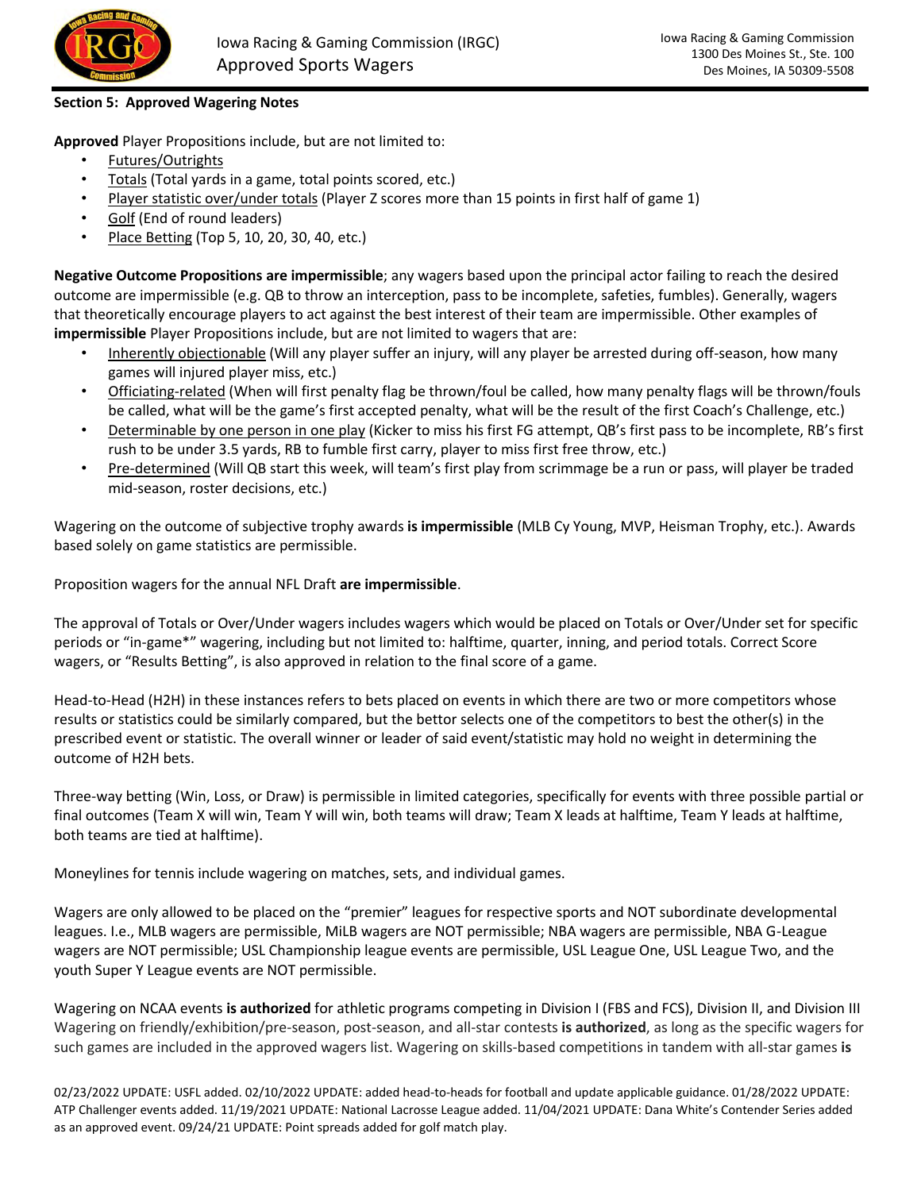**Section 5: Approved Wagering Notes**

**Approved** Player Propositions include, but are not limited to:

- Futures/Outrights
- Totals (Total yards in a game, total points scored, etc.)
- Player statistic over/under totals (Player Z scores more than 15 points in first half of game 1)
- Golf (End of round leaders)
- Place Betting (Top 5, 10, 20, 30, 40, etc.)

**Negative Outcome Propositions are impermissible**; any wagers based upon the principal actor failing to reach the desired outcome are impermissible (e.g. QB to throw an interception, pass to be incomplete, safeties, fumbles). Generally, wagers that theoretically encourage players to act against the best interest of their team are impermissible. Other examples of **impermissible** Player Propositions include, but are not limited to wagers that are:

- Inherently objectionable (Will any player suffer an injury, will any player be arrested during off-season, how many games will injured player miss, etc.)
- Officiating-related (When will first penalty flag be thrown/foul be called, how many penalty flags will be thrown/fouls be called, what will be the game's first accepted penalty, what will be the result of the first Coach's Challenge, etc.)
- Determinable by one person in one play (Kicker to miss his first FG attempt, QB's first pass to be incomplete, RB's first rush to be under 3.5 yards, RB to fumble first carry, player to miss first free throw, etc.)
- Pre-determined (Will QB start this week, will team's first play from scrimmage be a run or pass, will player be traded mid-season, roster decisions, etc.)

Wagering on the outcome of subjective trophy awards **is impermissible** (MLB Cy Young, MVP, Heisman Trophy, etc.). Awards based solely on game statistics are permissible.

Proposition wagers for the annual NFL Draft **are impermissible**.

The approval of Totals or Over/Under wagers includes wagers which would be placed on Totals or Over/Under set for specific periods or "in-game*" wagering, including but not limited to: halftime, quarter, inning, and period totals. Correct Score wagers, or "Results Betting", is also approved in relation to the final score of a game.

Head-to-Head (H2H) in these instances refers to bets placed on events in which there are two or more competitors whose results or statistics could be similarly compared, but the bettor selects one of the competitors to best the other(s) in the prescribed event or statistic. The overall winner or leader of said event/statistic may hold no weight in determining the outcome of H2H bets.

Three-way betting (Win, Loss, or Draw) is permissible in limited categories, specifically for events with three possible partial or final outcomes (Team X will win, Team Y will win, both teams will draw; Team X leads at halftime, Team Y leads at halftime, both teams are tied at halftime).

Moneylines for tennis include wagering on matches, sets, and individual games.

Wagers are only allowed to be placed on the "premier" leagues for respective sports and NOT subordinate developmental leagues. I.e., MLB wagers are permissible, MiLB wagers are NOT permissible; NBA wagers are permissible, NBA G-League wagers are NOT permissible; USL Championship league events are permissible, USL League One, USL League Two, and the youth Super Y League events are NOT permissible.

Wagering on NCAA events **is authorized** for athletic programs competing in Division I (FBS and FCS), Division II, and Division III Wagering on friendly/exhibition/pre-season, post-season, and all-star contests **is authorized**, as long as the specific wagers for such games are included in the approved wagers list. Wagering on skills-based competitions in tandem with all-star games **is**

02/23/2022 UPDATE: USFL added. 02/10/2022 UPDATE: added head-to-heads for football and update applicable guidance. 01/28/2022 UPDATE: ATP Challenger events added. 11/19/2021 UPDATE: National Lacrosse League added. 11/04/2021 UPDATE: Dana White's Contender Series added as an approved event. 09/24/21 UPDATE: Point spreads added for golf match play.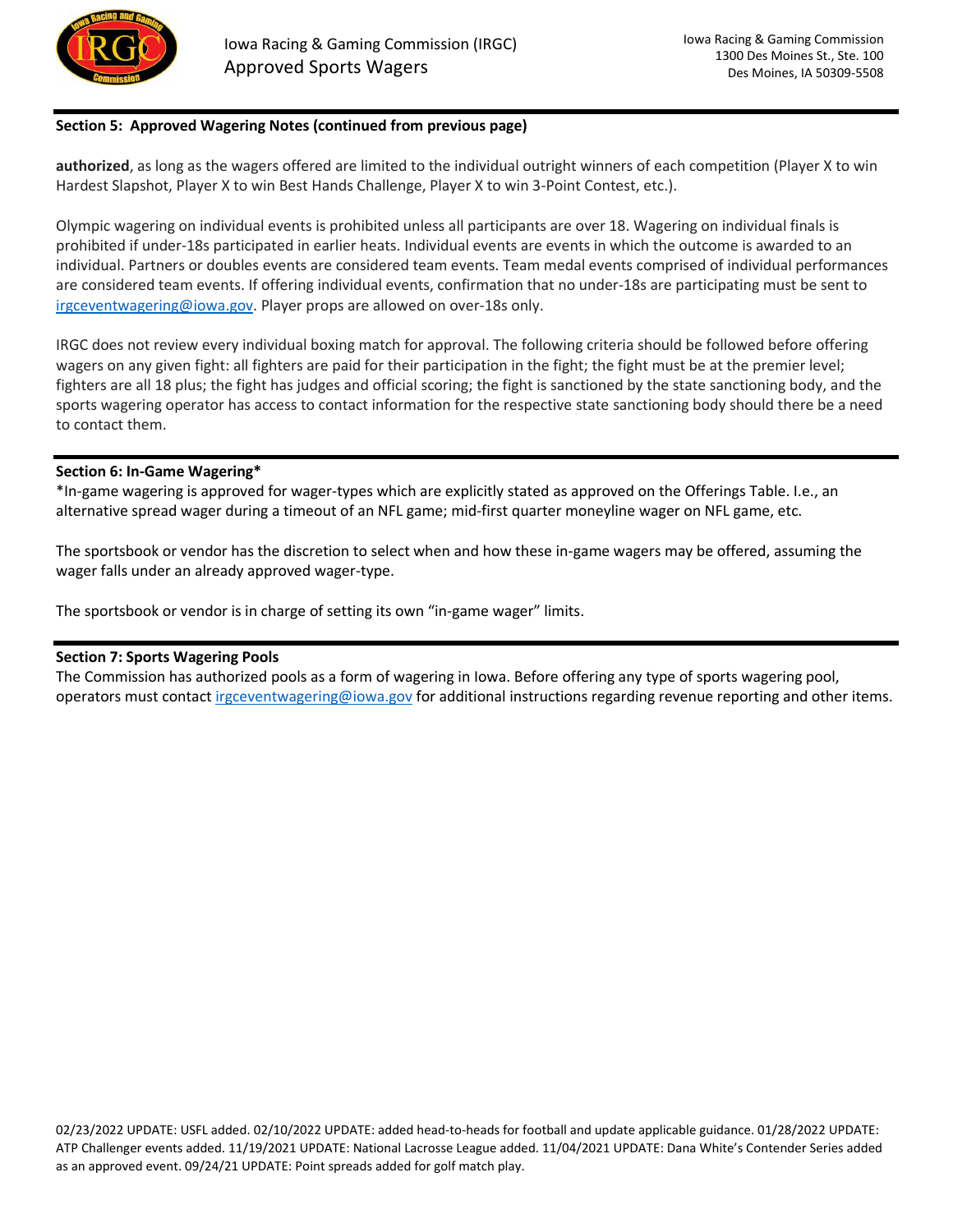**Section 5: Approved Wagering Notes (continued from previous page)**

**authorized**, as long as the wagers offered are limited to the individual outright winners of each competition (Player X to win Hardest Slapshot, Player X to win Best Hands Challenge, Player X to win 3-Point Contest, etc.).

Olympic wagering on individual events is prohibited unless all participants are over 18. Wagering on individual finals is prohibited if under-18s participated in earlier heats. Individual events are events in which the outcome is awarded to an individual. Partners or doubles events are considered team events. Team medal events comprised of individual performances are considered team events. If offering individual events, confirmation that no under-18s are participating must be sent to irgceventwagering@iowa.gov. Player props are allowed on over-18s only.

IRGC does not review every individual boxing match for approval. The following criteria should be followed before offering wagers on any given fight: all fighters are paid for their participation in the fight; the fight must be at the premier level; fighters are all 18 plus; the fight has judges and official scoring; the fight is sanctioned by the state sanctioning body, and the sports wagering operator has access to contact information for the respective state sanctioning body should there be a need to contact them.

**Section 6: In-Game Wagering***

*In-game wagering is approved for wager-types which are explicitly stated as approved on the Offerings Table. I.e., an alternative spread wager during a timeout of an NFL game; mid-first quarter moneyline wager on NFL game, etc.

The sportsbook or vendor has the discretion to select when and how these in-game wagers may be offered, assuming the wager falls under an already approved wager-type.

The sportsbook or vendor is in charge of setting its own "in-game wager" limits.

**Section 7: Sports Wagering Pools**

The Commission has authorized pools as a form of wagering in Iowa. Before offering any type of sports wagering pool, operators must contact irgceventwagering@iowa.gov for additional instructions regarding revenue reporting and other items.

02/23/2022 UPDATE: USFL added. 02/10/2022 UPDATE: added head-to-heads for football and update applicable guidance. 01/28/2022 UPDATE: ATP Challenger events added. 11/19/2021 UPDATE: National Lacrosse League added. 11/04/2021 UPDATE: Dana White's Contender Series added as an approved event. 09/24/21 UPDATE: Point spreads added for golf match play.